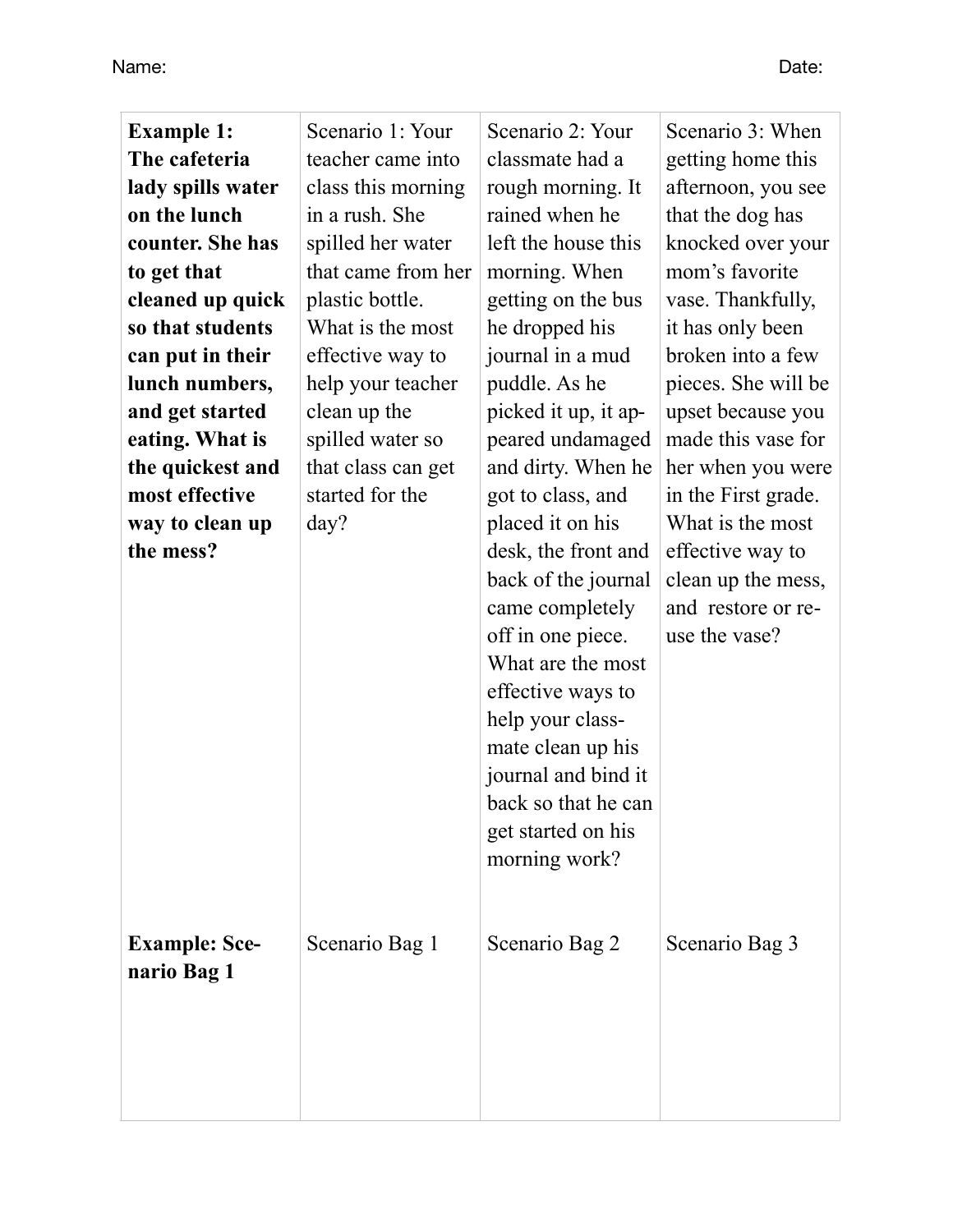Name: Date:

| **Example 1: The cafeteria lady spills water on the lunch counter. She has to get that cleaned up quick so that students can put in their lunch numbers, and get started eating. What is the quickest and most effective way to clean up the mess?** | Scenario 1: Your teacher came into class this morning in a rush. She spilled her water that came from her plastic bottle. What is the most effective way to help your teacher clean up the spilled water so that class can get started for the day? | Scenario 2: Your classmate had a rough morning. It rained when he left the house this morning. When getting on the bus he dropped his journal in a mud puddle. As he picked it up, it appeared undamaged and dirty. When he got to class, and placed it on his desk, the front and back of the journal came completely off in one piece. What are the most effective ways to help your classmate clean up his journal and bind it back so that he can get started on his morning work? | Scenario 3: When getting home this afternoon, you see that the dog has knocked over your mom's favorite vase. Thankfully, it has only been broken into a few pieces. She will be upset because you made this vase for her when you were in the First grade. What is the most effective way to clean up the mess, and restore or re-use the vase? |
|---|---|---|---|
| **Example: Scenario Bag 1** | Scenario Bag 1 | Scenario Bag 2 | Scenario Bag 3 |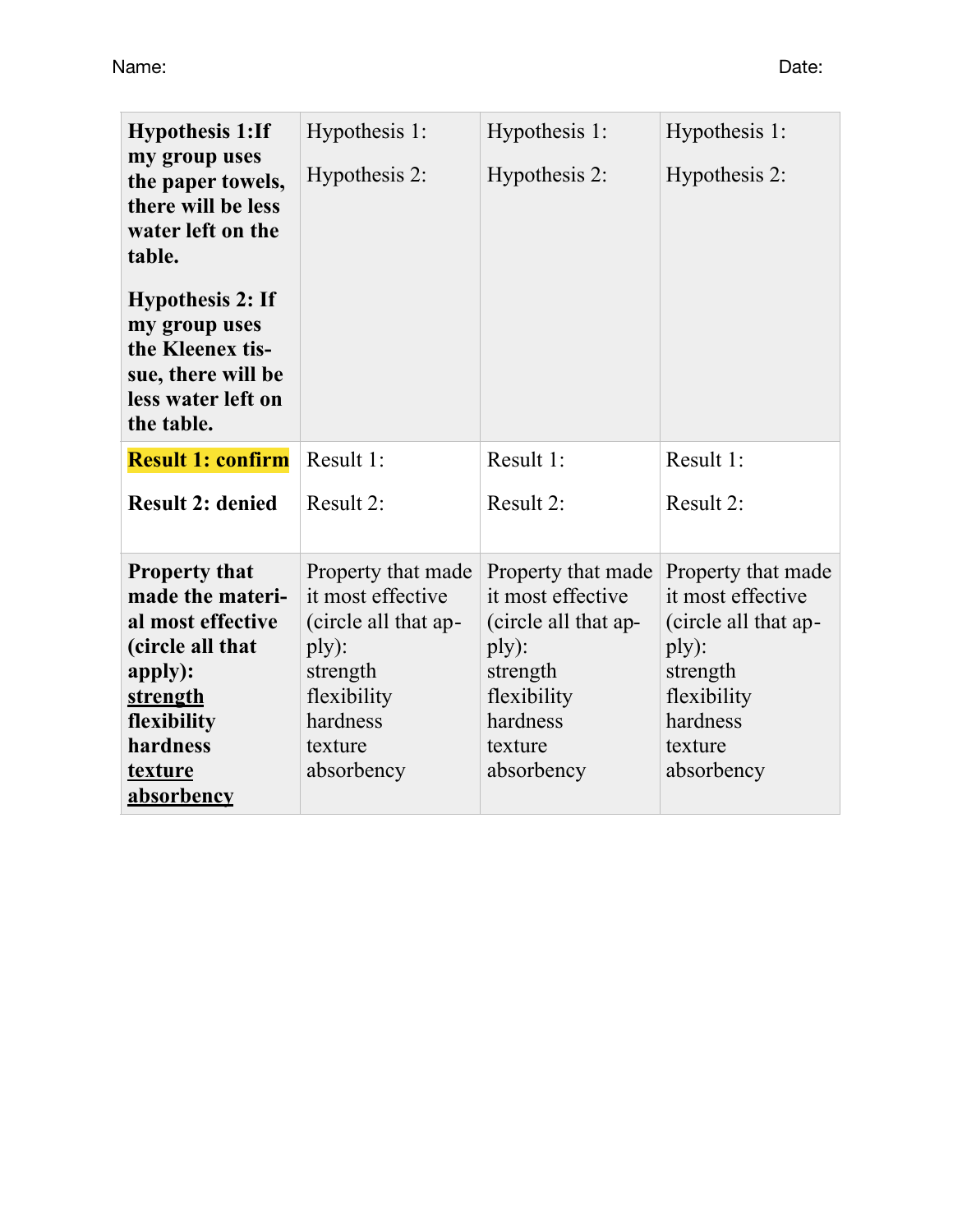Name: Date:

| **Hypothesis 1:If my group uses the paper towels, there will be less water left on the table.**<br><br>**Hypothesis 2: If my group uses the Kleenex tissue, there will be less water left on the table.** | Hypothesis 1:<br><br>Hypothesis 2: | Hypothesis 1:<br><br>Hypothesis 2: | Hypothesis 1:<br><br>Hypothesis 2: |
|---|---|---|---|
| **Result 1: confirm**<br><br>**Result 2: denied** | Result 1:<br><br>Result 2: | Result 1:<br><br>Result 2: | Result 1:<br><br>Result 2: |
| **Property that made the material most effective (circle all that apply):**<br>**strength**<br>**flexibility**<br>**hardness**<br>**texture**<br>**absorbency** | Property that made it most effective (circle all that apply):<br>strength<br>flexibility<br>hardness<br>texture<br>absorbency | Property that made it most effective (circle all that apply):<br>strength<br>flexibility<br>hardness<br>texture<br>absorbency | Property that made it most effective (circle all that apply):<br>strength<br>flexibility<br>hardness<br>texture<br>absorbency |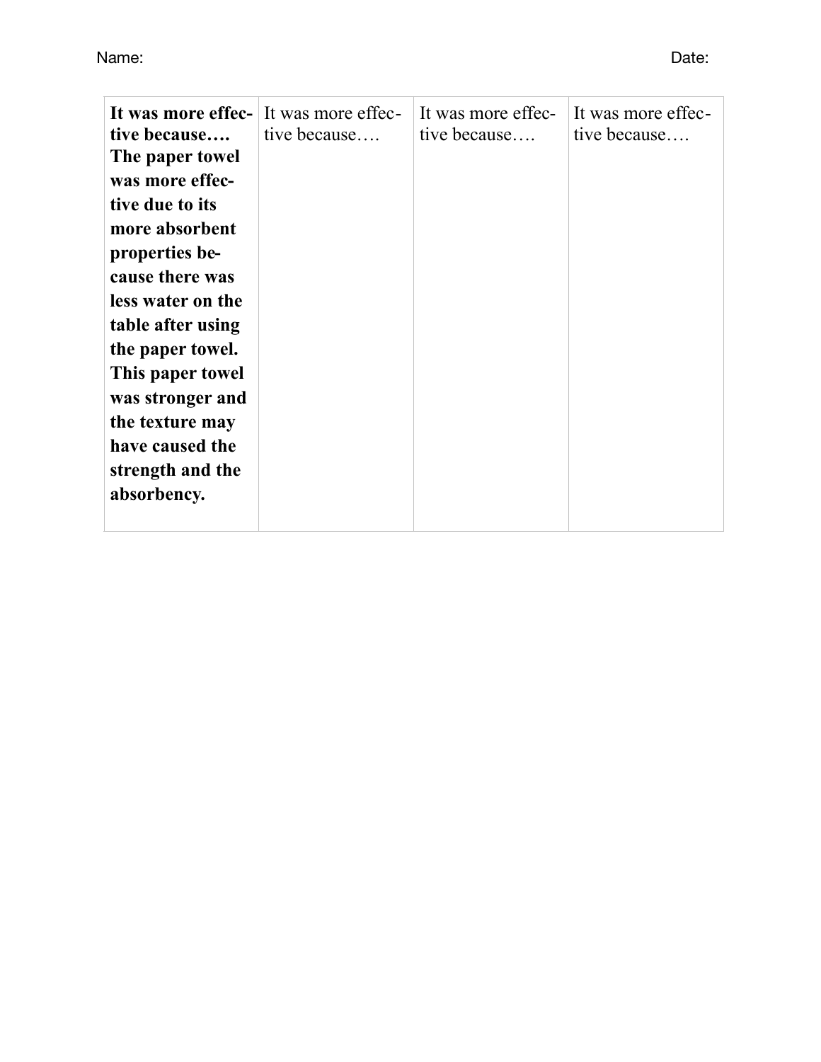Name: Date:

| | | | |
|---|---|---|---|
| **It was more effective because…. The paper towel was more effective due to its more absorbent properties because there was less water on the table after using the paper towel. This paper towel was stronger and the texture may have caused the strength and the absorbency.** | It was more effective because…. | It was more effective because…. | It was more effective because…. |